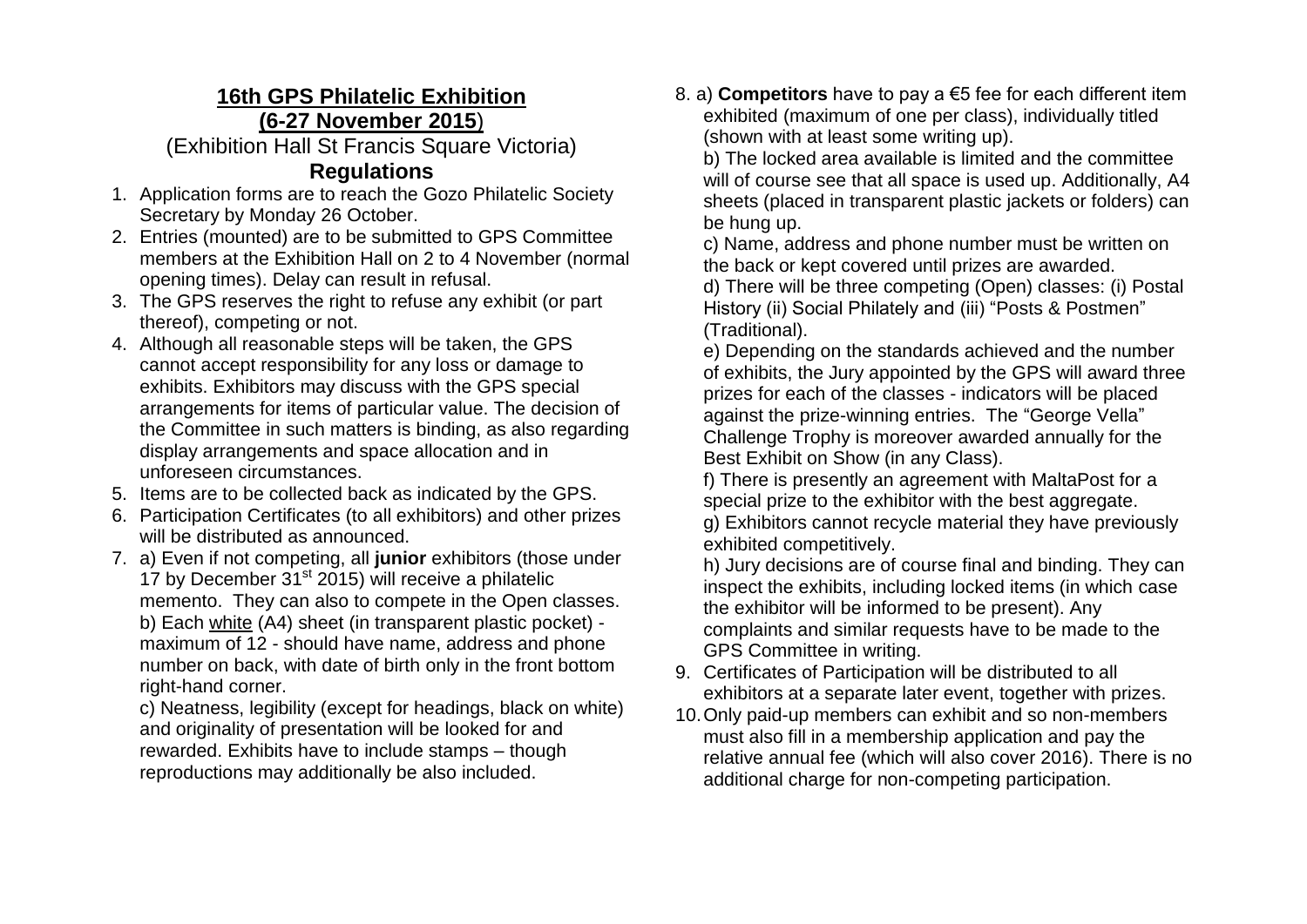# 16th GPS Philatelic Exhibition

**(6-27 November 2015)**

(Exhibition Hall St Francis Square Victoria)

## Regulations

1. Application forms are to reach the Gozo Philatelic Society Secretary by Monday 26 October.
2. Entries (mounted) are to be submitted to GPS Committee members at the Exhibition Hall on 2 to 4 November (normal opening times). Delay can result in refusal.
3. The GPS reserves the right to refuse any exhibit (or part thereof), competing or not.
4. Although all reasonable steps will be taken, the GPS cannot accept responsibility for any loss or damage to exhibits. Exhibitors may discuss with the GPS special arrangements for items of particular value. The decision of the Committee in such matters is binding, as also regarding display arrangements and space allocation and in unforeseen circumstances.
5. Items are to be collected back as indicated by the GPS.
6. Participation Certificates (to all exhibitors) and other prizes will be distributed as announced.
7. a) Even if not competing, all **junior** exhibitors (those under 17 by December 31st 2015) will receive a philatelic memento. They can also to compete in the Open classes.
   b) Each white (A4) sheet (in transparent plastic pocket) - maximum of 12 - should have name, address and phone number on back, with date of birth only in the front bottom right-hand corner.
   c) Neatness, legibility (except for headings, black on white) and originality of presentation will be looked for and rewarded. Exhibits have to include stamps – though reproductions may additionally be also included.
8. a) **Competitors** have to pay a €5 fee for each different item exhibited (maximum of one per class), individually titled (shown with at least some writing up).
   b) The locked area available is limited and the committee will of course see that all space is used up. Additionally, A4 sheets (placed in transparent plastic jackets or folders) can be hung up.
   c) Name, address and phone number must be written on the back or kept covered until prizes are awarded.
   d) There will be three competing (Open) classes: (i) Postal History (ii) Social Philately and (iii) "Posts & Postmen" (Traditional).
   e) Depending on the standards achieved and the number of exhibits, the Jury appointed by the GPS will award three prizes for each of the classes - indicators will be placed against the prize-winning entries. The "George Vella" Challenge Trophy is moreover awarded annually for the Best Exhibit on Show (in any Class).
   f) There is presently an agreement with MaltaPost for a special prize to the exhibitor with the best aggregate.
   g) Exhibitors cannot recycle material they have previously exhibited competitively.
   h) Jury decisions are of course final and binding. They can inspect the exhibits, including locked items (in which case the exhibitor will be informed to be present). Any complaints and similar requests have to be made to the GPS Committee in writing.
9. Certificates of Participation will be distributed to all exhibitors at a separate later event, together with prizes.
10. Only paid-up members can exhibit and so non-members must also fill in a membership application and pay the relative annual fee (which will also cover 2016). There is no additional charge for non-competing participation.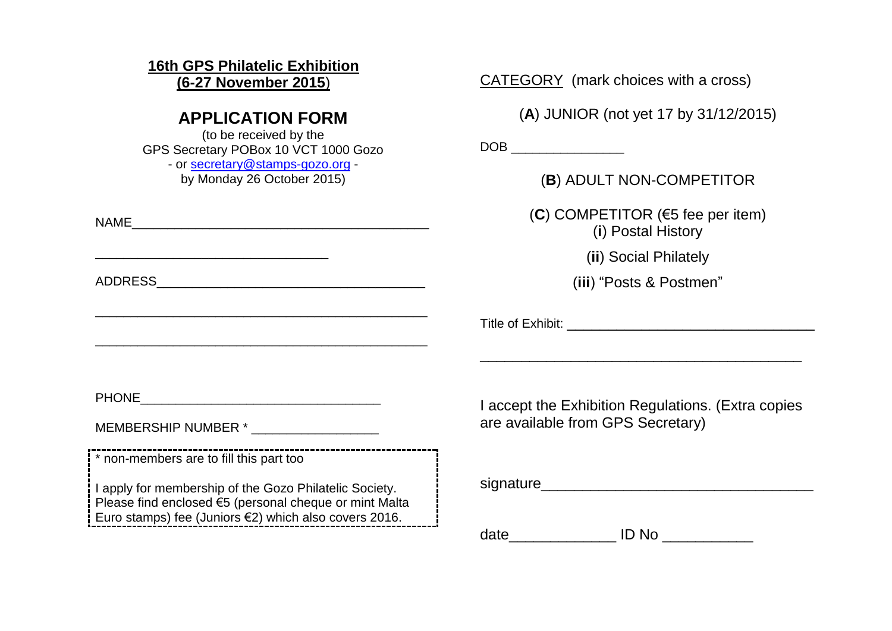**16th GPS Philatelic Exhibition**
**(6-27 November 2015)**

## APPLICATION FORM

(to be received by the
GPS Secretary POBox 10 VCT 1000 Gozo
- or secretary@stamps-gozo.org -
by Monday 26 October 2015)

NAME__________________________________________

________________________________

ADDRESS_____________________________________

______________________________________________

______________________________________________

PHONE_________________________________

MEMBERSHIP NUMBER * _________________

* non-members are to fill this part too

I apply for membership of the Gozo Philatelic Society. Please find enclosed €5 (personal cheque or mint Malta Euro stamps) fee (Juniors €2) which also covers 2016.

CATEGORY (mark choices with a cross)

(**A**) JUNIOR (not yet 17 by 31/12/2015)

DOB _______________

(**B**) ADULT NON-COMPETITOR

(**C**) COMPETITOR (€5 fee per item)
(**i**) Postal History

(**ii**) Social Philately

(**iii**) "Posts & Postmen"

Title of Exhibit: _________________________________

_________________________________________

I accept the Exhibition Regulations. (Extra copies are available from GPS Secretary)

signature_________________________________

date_____________ ID No ___________